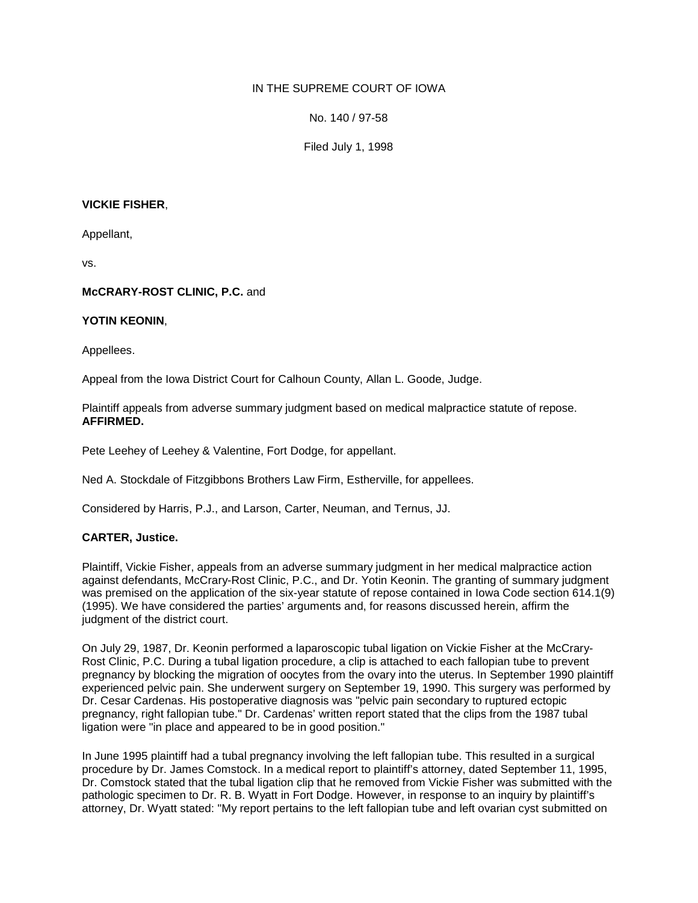IN THE SUPREME COURT OF IOWA

No. 140 / 97-58

Filed July 1, 1998

**VICKIE FISHER**,

Appellant,

vs.

**McCRARY-ROST CLINIC, P.C.** and

**YOTIN KEONIN**,

Appellees.

Appeal from the Iowa District Court for Calhoun County, Allan L. Goode, Judge.

Plaintiff appeals from adverse summary judgment based on medical malpractice statute of repose. **AFFIRMED.**

Pete Leehey of Leehey & Valentine, Fort Dodge, for appellant.

Ned A. Stockdale of Fitzgibbons Brothers Law Firm, Estherville, for appellees.

Considered by Harris, P.J., and Larson, Carter, Neuman, and Ternus, JJ.

**CARTER, Justice.**

Plaintiff, Vickie Fisher, appeals from an adverse summary judgment in her medical malpractice action against defendants, McCrary-Rost Clinic, P.C., and Dr. Yotin Keonin. The granting of summary judgment was premised on the application of the six-year statute of repose contained in Iowa Code section 614.1(9) (1995). We have considered the parties' arguments and, for reasons discussed herein, affirm the judgment of the district court.

On July 29, 1987, Dr. Keonin performed a laparoscopic tubal ligation on Vickie Fisher at the McCrary-Rost Clinic, P.C. During a tubal ligation procedure, a clip is attached to each fallopian tube to prevent pregnancy by blocking the migration of oocytes from the ovary into the uterus. In September 1990 plaintiff experienced pelvic pain. She underwent surgery on September 19, 1990. This surgery was performed by Dr. Cesar Cardenas. His postoperative diagnosis was "pelvic pain secondary to ruptured ectopic pregnancy, right fallopian tube." Dr. Cardenas' written report stated that the clips from the 1987 tubal ligation were "in place and appeared to be in good position."

In June 1995 plaintiff had a tubal pregnancy involving the left fallopian tube. This resulted in a surgical procedure by Dr. James Comstock. In a medical report to plaintiff's attorney, dated September 11, 1995, Dr. Comstock stated that the tubal ligation clip that he removed from Vickie Fisher was submitted with the pathologic specimen to Dr. R. B. Wyatt in Fort Dodge. However, in response to an inquiry by plaintiff's attorney, Dr. Wyatt stated: "My report pertains to the left fallopian tube and left ovarian cyst submitted on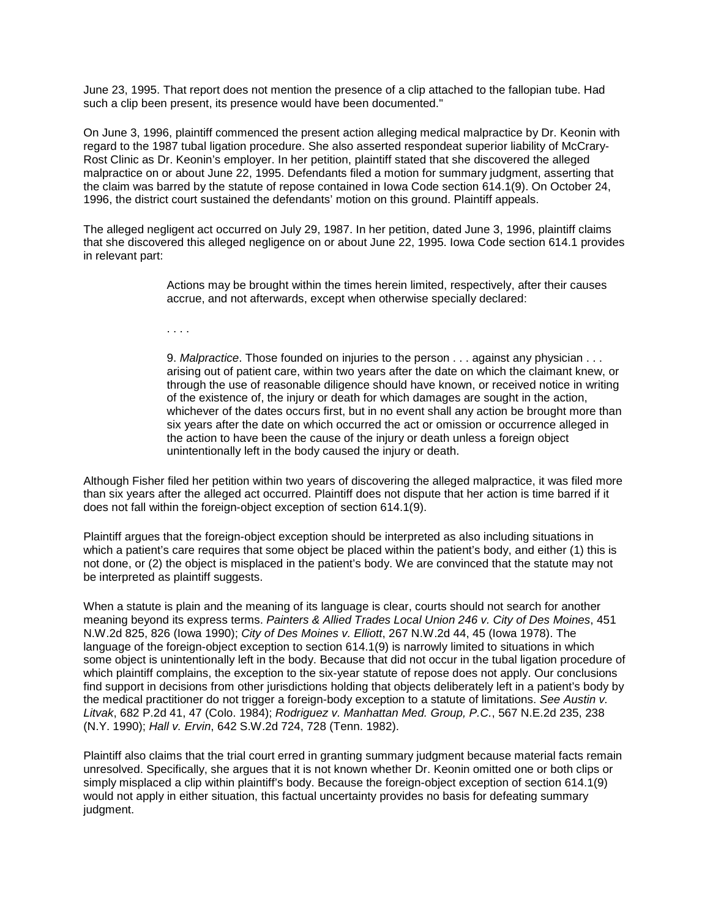June 23, 1995. That report does not mention the presence of a clip attached to the fallopian tube. Had such a clip been present, its presence would have been documented."

On June 3, 1996, plaintiff commenced the present action alleging medical malpractice by Dr. Keonin with regard to the 1987 tubal ligation procedure. She also asserted respondeat superior liability of McCrary-Rost Clinic as Dr. Keonin's employer. In her petition, plaintiff stated that she discovered the alleged malpractice on or about June 22, 1995. Defendants filed a motion for summary judgment, asserting that the claim was barred by the statute of repose contained in Iowa Code section 614.1(9). On October 24, 1996, the district court sustained the defendants' motion on this ground. Plaintiff appeals.

The alleged negligent act occurred on July 29, 1987. In her petition, dated June 3, 1996, plaintiff claims that she discovered this alleged negligence on or about June 22, 1995. Iowa Code section 614.1 provides in relevant part:

> Actions may be brought within the times herein limited, respectively, after their causes accrue, and not afterwards, except when otherwise specially declared:
>
> . . . .
>
> 9. *Malpractice*. Those founded on injuries to the person . . . against any physician . . . arising out of patient care, within two years after the date on which the claimant knew, or through the use of reasonable diligence should have known, or received notice in writing of the existence of, the injury or death for which damages are sought in the action, whichever of the dates occurs first, but in no event shall any action be brought more than six years after the date on which occurred the act or omission or occurrence alleged in the action to have been the cause of the injury or death unless a foreign object unintentionally left in the body caused the injury or death.

Although Fisher filed her petition within two years of discovering the alleged malpractice, it was filed more than six years after the alleged act occurred. Plaintiff does not dispute that her action is time barred if it does not fall within the foreign-object exception of section 614.1(9).

Plaintiff argues that the foreign-object exception should be interpreted as also including situations in which a patient's care requires that some object be placed within the patient's body, and either (1) this is not done, or (2) the object is misplaced in the patient's body. We are convinced that the statute may not be interpreted as plaintiff suggests.

When a statute is plain and the meaning of its language is clear, courts should not search for another meaning beyond its express terms. *Painters & Allied Trades Local Union 246 v. City of Des Moines*, 451 N.W.2d 825, 826 (Iowa 1990); *City of Des Moines v. Elliott*, 267 N.W.2d 44, 45 (Iowa 1978). The language of the foreign-object exception to section 614.1(9) is narrowly limited to situations in which some object is unintentionally left in the body. Because that did not occur in the tubal ligation procedure of which plaintiff complains, the exception to the six-year statute of repose does not apply. Our conclusions find support in decisions from other jurisdictions holding that objects deliberately left in a patient's body by the medical practitioner do not trigger a foreign-body exception to a statute of limitations. *See Austin v. Litvak*, 682 P.2d 41, 47 (Colo. 1984); *Rodriguez v. Manhattan Med. Group, P.C.*, 567 N.E.2d 235, 238 (N.Y. 1990); *Hall v. Ervin*, 642 S.W.2d 724, 728 (Tenn. 1982).

Plaintiff also claims that the trial court erred in granting summary judgment because material facts remain unresolved. Specifically, she argues that it is not known whether Dr. Keonin omitted one or both clips or simply misplaced a clip within plaintiff's body. Because the foreign-object exception of section 614.1(9) would not apply in either situation, this factual uncertainty provides no basis for defeating summary judgment.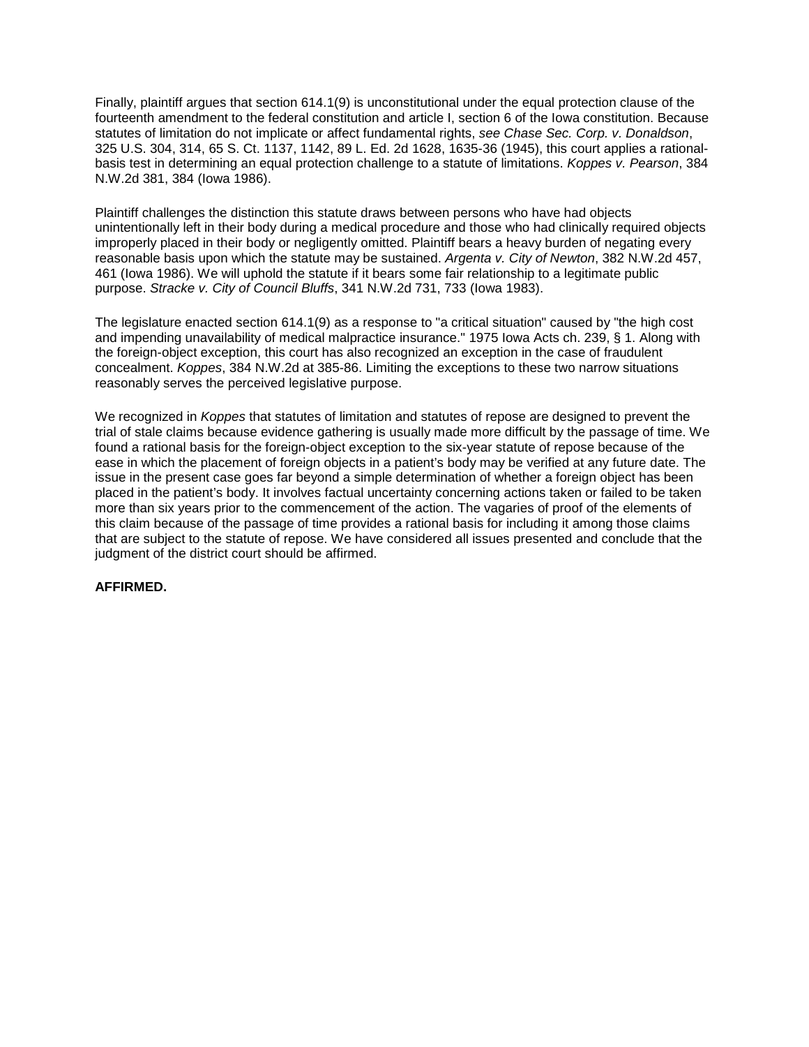Finally, plaintiff argues that section 614.1(9) is unconstitutional under the equal protection clause of the fourteenth amendment to the federal constitution and article I, section 6 of the Iowa constitution. Because statutes of limitation do not implicate or affect fundamental rights, *see Chase Sec. Corp. v. Donaldson*, 325 U.S. 304, 314, 65 S. Ct. 1137, 1142, 89 L. Ed. 2d 1628, 1635-36 (1945), this court applies a rational-basis test in determining an equal protection challenge to a statute of limitations. *Koppes v. Pearson*, 384 N.W.2d 381, 384 (Iowa 1986).

Plaintiff challenges the distinction this statute draws between persons who have had objects unintentionally left in their body during a medical procedure and those who had clinically required objects improperly placed in their body or negligently omitted. Plaintiff bears a heavy burden of negating every reasonable basis upon which the statute may be sustained. *Argenta v. City of Newton*, 382 N.W.2d 457, 461 (Iowa 1986). We will uphold the statute if it bears some fair relationship to a legitimate public purpose. *Stracke v. City of Council Bluffs*, 341 N.W.2d 731, 733 (Iowa 1983).

The legislature enacted section 614.1(9) as a response to "a critical situation" caused by "the high cost and impending unavailability of medical malpractice insurance." 1975 Iowa Acts ch. 239, § 1. Along with the foreign-object exception, this court has also recognized an exception in the case of fraudulent concealment. *Koppes*, 384 N.W.2d at 385-86. Limiting the exceptions to these two narrow situations reasonably serves the perceived legislative purpose.

We recognized in *Koppes* that statutes of limitation and statutes of repose are designed to prevent the trial of stale claims because evidence gathering is usually made more difficult by the passage of time. We found a rational basis for the foreign-object exception to the six-year statute of repose because of the ease in which the placement of foreign objects in a patient's body may be verified at any future date. The issue in the present case goes far beyond a simple determination of whether a foreign object has been placed in the patient's body. It involves factual uncertainty concerning actions taken or failed to be taken more than six years prior to the commencement of the action. The vagaries of proof of the elements of this claim because of the passage of time provides a rational basis for including it among those claims that are subject to the statute of repose. We have considered all issues presented and conclude that the judgment of the district court should be affirmed.

**AFFIRMED.**